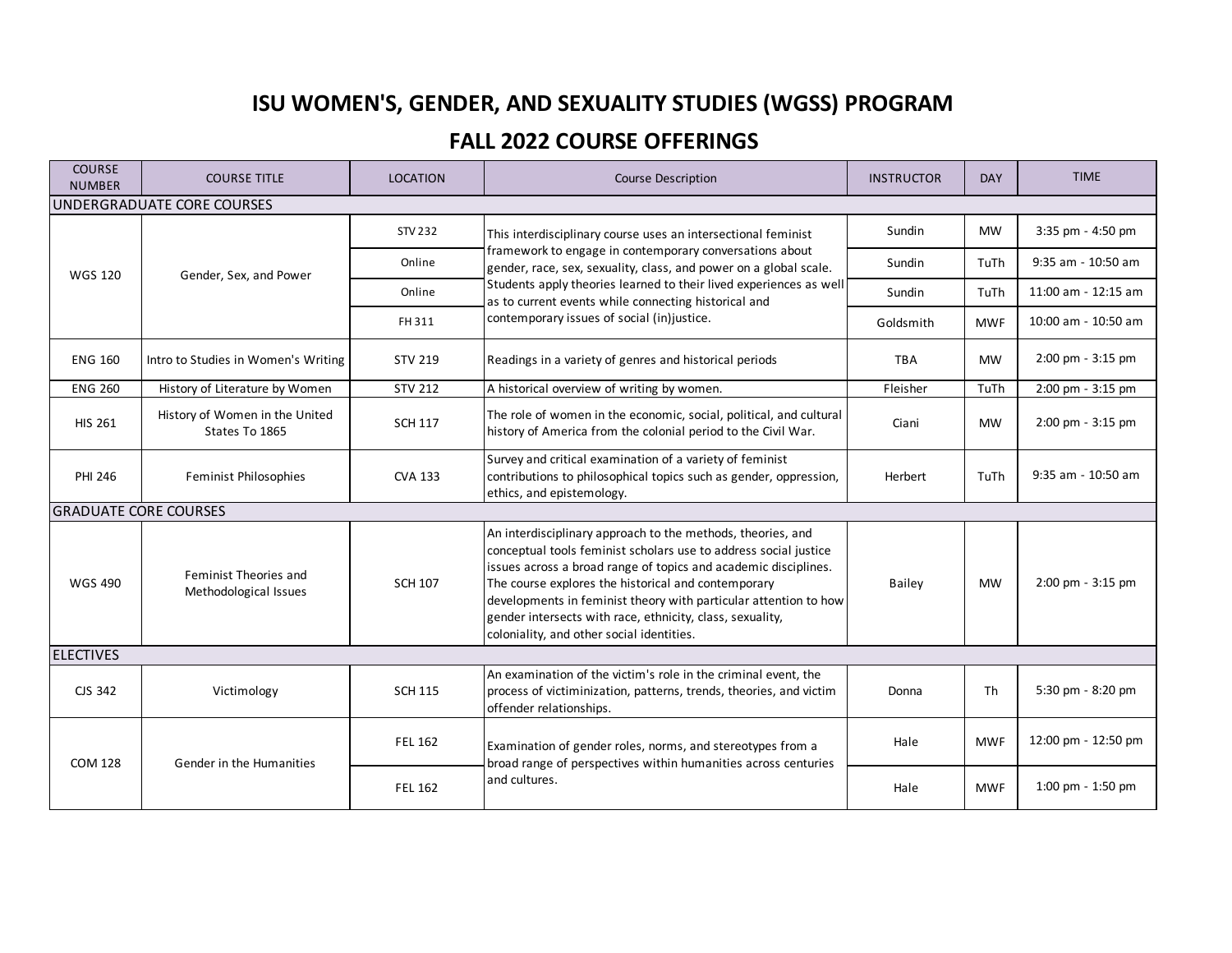# ISU WOMEN'S, GENDER, AND SEXUALITY STUDIES (WGSS) PROGRAM

## FALL 2022 COURSE OFFERINGS

| COURSE NUMBER | COURSE TITLE | LOCATION | Course Description | INSTRUCTOR | DAY | TIME |
|---|---|---|---|---|---|---|
| UNDERGRADUATE CORE COURSES | | | | | | |
| WGS 120 | Gender, Sex, and Power | STV 232 | This interdisciplinary course uses an intersectional feminist framework to engage in contemporary conversations about gender, race, sex, sexuality, class, and power on a global scale. Students apply theories learned to their lived experiences as well as to current events while connecting historical and contemporary issues of social (in)justice. | Sundin | MW | 3:35 pm - 4:50 pm |
| | | Online | | Sundin | TuTh | 9:35 am - 10:50 am |
| | | Online | | Sundin | TuTh | 11:00 am - 12:15 am |
| | | FH 311 | | Goldsmith | MWF | 10:00 am - 10:50 am |
| ENG 160 | Intro to Studies in Women's Writing | STV 219 | Readings in a variety of genres and historical periods | TBA | MW | 2:00 pm - 3:15 pm |
| ENG 260 | History of Literature by Women | STV 212 | A historical overview of writing by women. | Fleisher | TuTh | 2:00 pm - 3:15 pm |
| HIS 261 | History of Women in the United States To 1865 | SCH 117 | The role of women in the economic, social, political, and cultural history of America from the colonial period to the Civil War. | Ciani | MW | 2:00 pm - 3:15 pm |
| PHI 246 | Feminist Philosophies | CVA 133 | Survey and critical examination of a variety of feminist contributions to philosophical topics such as gender, oppression, ethics, and epistemology. | Herbert | TuTh | 9:35 am - 10:50 am |
| GRADUATE CORE COURSES | | | | | | |
| WGS 490 | Feminist Theories and Methodological Issues | SCH 107 | An interdisciplinary approach to the methods, theories, and conceptual tools feminist scholars use to address social justice issues across a broad range of topics and academic disciplines. The course explores the historical and contemporary developments in feminist theory with particular attention to how gender intersects with race, ethnicity, class, sexuality, coloniality, and other social identities. | Bailey | MW | 2:00 pm - 3:15 pm |
| ELECTIVES | | | | | | |
| CJS 342 | Victimology | SCH 115 | An examination of the victim's role in the criminal event, the process of victiminization, patterns, trends, theories, and victim offender relationships. | Donna | Th | 5:30 pm - 8:20 pm |
| COM 128 | Gender in the Humanities | FEL 162 | Examination of gender roles, norms, and stereotypes from a broad range of perspectives within humanities across centuries and cultures. | Hale | MWF | 12:00 pm - 12:50 pm |
| | | FEL 162 | | Hale | MWF | 1:00 pm - 1:50 pm |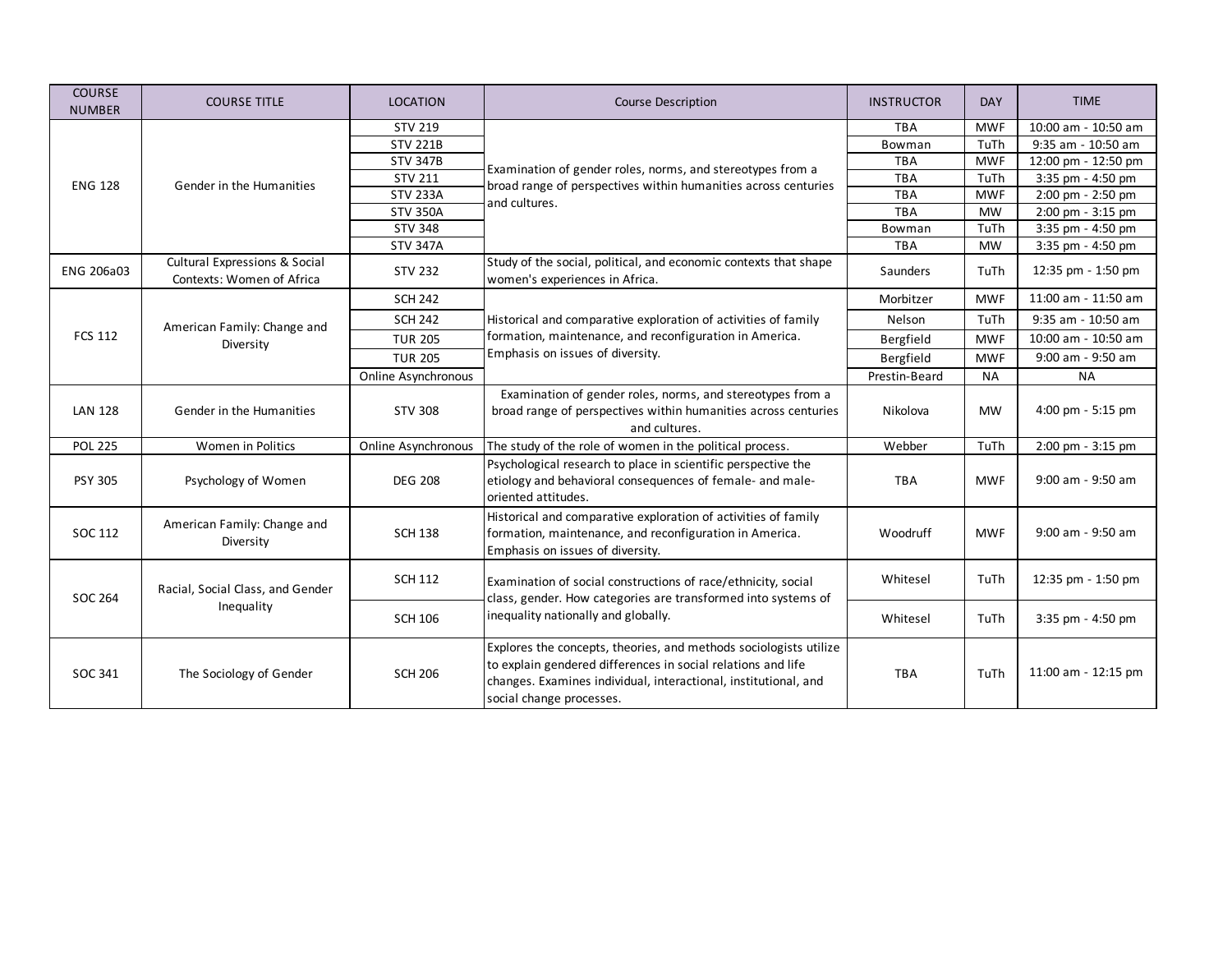| COURSE NUMBER | COURSE TITLE | LOCATION | Course Description | INSTRUCTOR | DAY | TIME |
|---|---|---|---|---|---|---|
| ENG 128 | Gender in the Humanities | STV 219 | Examination of gender roles, norms, and stereotypes from a broad range of perspectives within humanities across centuries and cultures. | TBA | MWF | 10:00 am - 10:50 am |
| | | STV 221B | | Bowman | TuTh | 9:35 am - 10:50 am |
| | | STV 347B | | TBA | MWF | 12:00 pm - 12:50 pm |
| | | STV 211 | | TBA | TuTh | 3:35 pm - 4:50 pm |
| | | STV 233A | | TBA | MWF | 2:00 pm - 2:50 pm |
| | | STV 350A | | TBA | MW | 2:00 pm - 3:15 pm |
| | | STV 348 | | Bowman | TuTh | 3:35 pm - 4:50 pm |
| | | STV 347A | | TBA | MW | 3:35 pm - 4:50 pm |
| ENG 206a03 | Cultural Expressions & Social Contexts: Women of Africa | STV 232 | Study of the social, political, and economic contexts that shape women's experiences in Africa. | Saunders | TuTh | 12:35 pm - 1:50 pm |
| FCS 112 | American Family: Change and Diversity | SCH 242 | Historical and comparative exploration of activities of family formation, maintenance, and reconfiguration in America. Emphasis on issues of diversity. | Morbitzer | MWF | 11:00 am - 11:50 am |
| | | SCH 242 | | Nelson | TuTh | 9:35 am - 10:50 am |
| | | TUR 205 | | Bergfield | MWF | 10:00 am - 10:50 am |
| | | TUR 205 | | Bergfield | MWF | 9:00 am - 9:50 am |
| | | Online Asynchronous | | Prestin-Beard | NA | NA |
| LAN 128 | Gender in the Humanities | STV 308 | Examination of gender roles, norms, and stereotypes from a broad range of perspectives within humanities across centuries and cultures. | Nikolova | MW | 4:00 pm - 5:15 pm |
| POL 225 | Women in Politics | Online Asynchronous | The study of the role of women in the political process. | Webber | TuTh | 2:00 pm - 3:15 pm |
| PSY 305 | Psychology of Women | DEG 208 | Psychological research to place in scientific perspective the etiology and behavioral consequences of female- and male-oriented attitudes. | TBA | MWF | 9:00 am - 9:50 am |
| SOC 112 | American Family: Change and Diversity | SCH 138 | Historical and comparative exploration of activities of family formation, maintenance, and reconfiguration in America. Emphasis on issues of diversity. | Woodruff | MWF | 9:00 am - 9:50 am |
| SOC 264 | Racial, Social Class, and Gender Inequality | SCH 112 | Examination of social constructions of race/ethnicity, social class, gender. How categories are transformed into systems of inequality nationally and globally. | Whitesel | TuTh | 12:35 pm - 1:50 pm |
| | | SCH 106 | | Whitesel | TuTh | 3:35 pm - 4:50 pm |
| SOC 341 | The Sociology of Gender | SCH 206 | Explores the concepts, theories, and methods sociologists utilize to explain gendered differences in social relations and life changes. Examines individual, interactional, institutional, and social change processes. | TBA | TuTh | 11:00 am - 12:15 pm |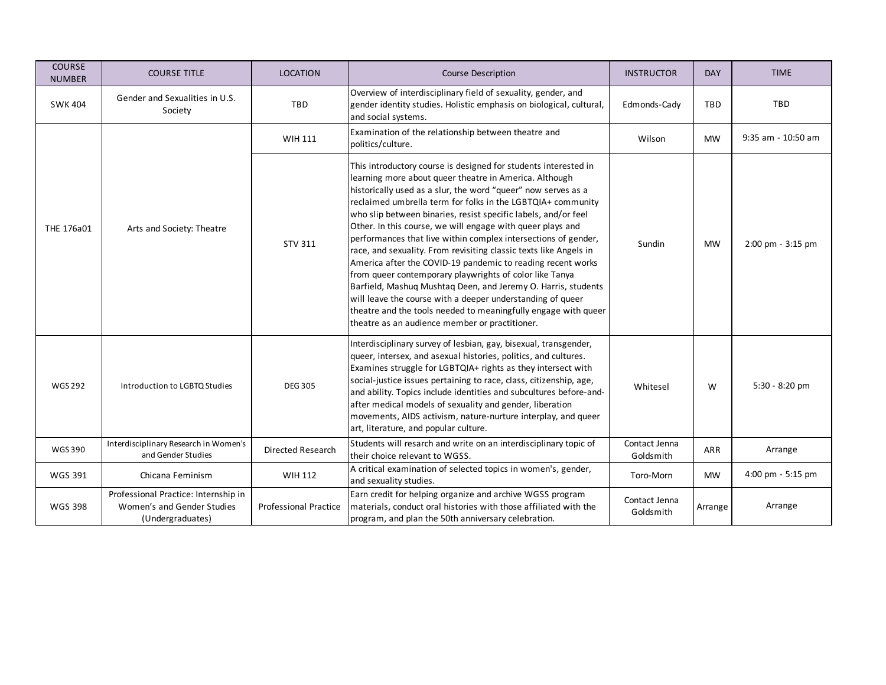| COURSE NUMBER | COURSE TITLE | LOCATION | Course Description | INSTRUCTOR | DAY | TIME |
|---|---|---|---|---|---|---|
| SWK 404 | Gender and Sexualities in U.S. Society | TBD | Overview of interdisciplinary field of sexuality, gender, and gender identity studies. Holistic emphasis on biological, cultural, and social systems. | Edmonds-Cady | TBD | TBD |
| THE 176a01 | Arts and Society: Theatre | WIH 111 | Examination of the relationship between theatre and politics/culture. | Wilson | MW | 9:35 am - 10:50 am |
| | | STV 311 | This introductory course is designed for students interested in learning more about queer theatre in America. Although historically used as a slur, the word "queer" now serves as a reclaimed umbrella term for folks in the LGBTQIA+ community who slip between binaries, resist specific labels, and/or feel Other. In this course, we will engage with queer plays and performances that live within complex intersections of gender, race, and sexuality. From revisiting classic texts like Angels in America after the COVID-19 pandemic to reading recent works from queer contemporary playwrights of color like Tanya Barfield, Mashuq Mushtaq Deen, and Jeremy O. Harris, students will leave the course with a deeper understanding of queer theatre and the tools needed to meaningfully engage with queer theatre as an audience member or practitioner. | Sundin | MW | 2:00 pm - 3:15 pm |
| WGS 292 | Introduction to LGBTQ Studies | DEG 305 | Interdisciplinary survey of lesbian, gay, bisexual, transgender, queer, intersex, and asexual histories, politics, and cultures. Examines struggle for LGBTQIA+ rights as they intersect with social-justice issues pertaining to race, class, citizenship, age, and ability. Topics include identities and subcultures before-and-after medical models of sexuality and gender, liberation movements, AIDS activism, nature-nurture interplay, and queer art, literature, and popular culture. | Whitesel | W | 5:30 - 8:20 pm |
| WGS 390 | Interdisciplinary Research in Women's and Gender Studies | Directed Research | Students will resarch and write on an interdisciplinary topic of their choice relevant to WGSS. | Contact Jenna Goldsmith | ARR | Arrange |
| WGS 391 | Chicana Feminism | WIH 112 | A critical examination of selected topics in women's, gender, and sexuality studies. | Toro-Morn | MW | 4:00 pm - 5:15 pm |
| WGS 398 | Professional Practice: Internship in Women's and Gender Studies (Undergraduates) | Professional Practice | Earn credit for helping organize and archive WGSS program materials, conduct oral histories with those affiliated with the program, and plan the 50th anniversary celebration. | Contact Jenna Goldsmith | Arrange | Arrange |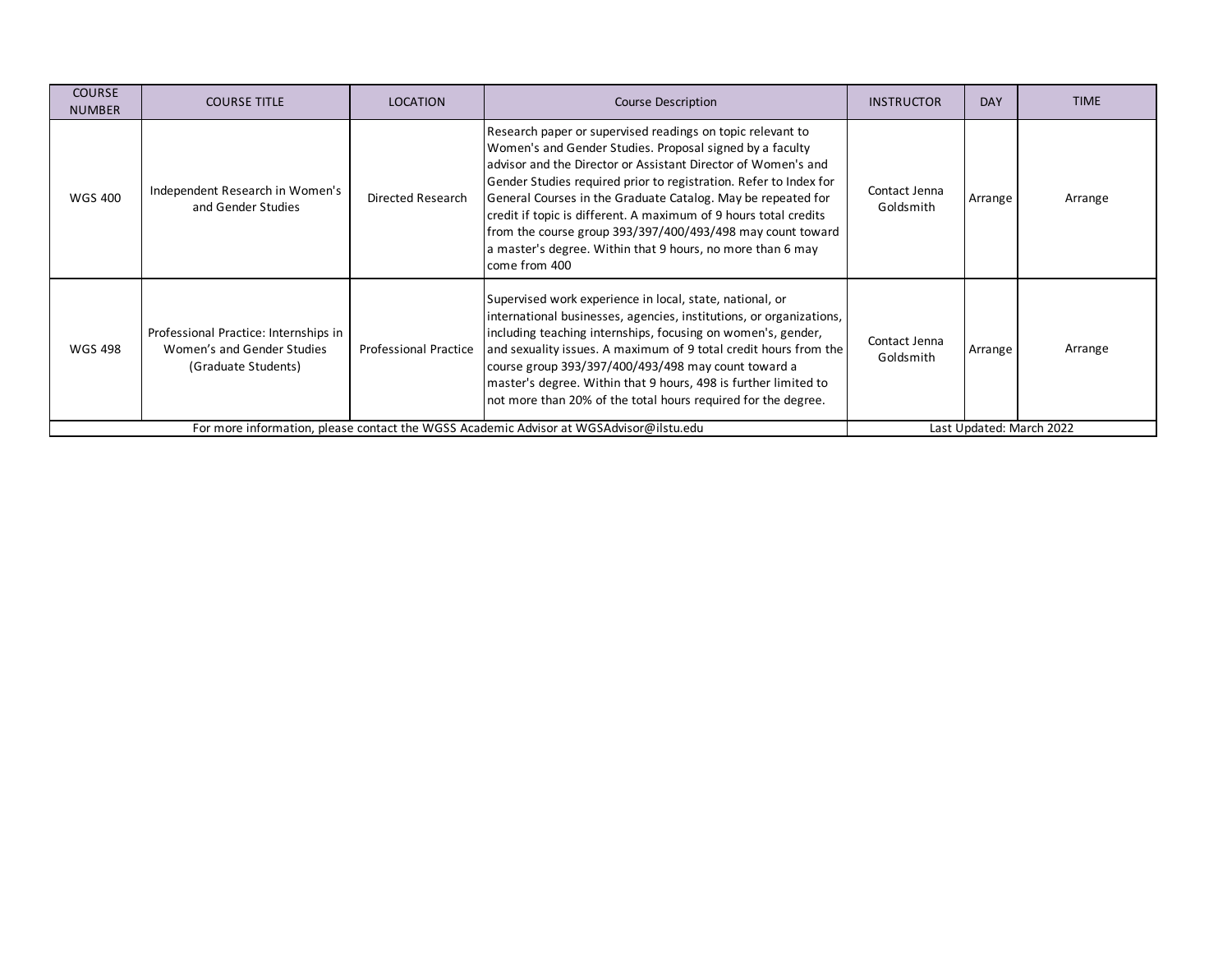| COURSE NUMBER | COURSE TITLE | LOCATION | Course Description | INSTRUCTOR | DAY | TIME |
| --- | --- | --- | --- | --- | --- | --- |
| WGS 400 | Independent Research in Women's and Gender Studies | Directed Research | Research paper or supervised readings on topic relevant to Women's and Gender Studies. Proposal signed by a faculty advisor and the Director or Assistant Director of Women's and Gender Studies required prior to registration. Refer to Index for General Courses in the Graduate Catalog. May be repeated for credit if topic is different. A maximum of 9 hours total credits from the course group 393/397/400/493/498 may count toward a master's degree. Within that 9 hours, no more than 6 may come from 400 | Contact Jenna Goldsmith | Arrange | Arrange |
| WGS 498 | Professional Practice: Internships in Women's and Gender Studies (Graduate Students) | Professional Practice | Supervised work experience in local, state, national, or international businesses, agencies, institutions, or organizations, including teaching internships, focusing on women's, gender, and sexuality issues. A maximum of 9 total credit hours from the course group 393/397/400/493/498 may count toward a master's degree. Within that 9 hours, 498 is further limited to not more than 20% of the total hours required for the degree. | Contact Jenna Goldsmith | Arrange | Arrange |
| For more information, please contact the WGSS Academic Advisor at WGSAdvisor@ilstu.edu | | | | Last Updated: March 2022 | | |